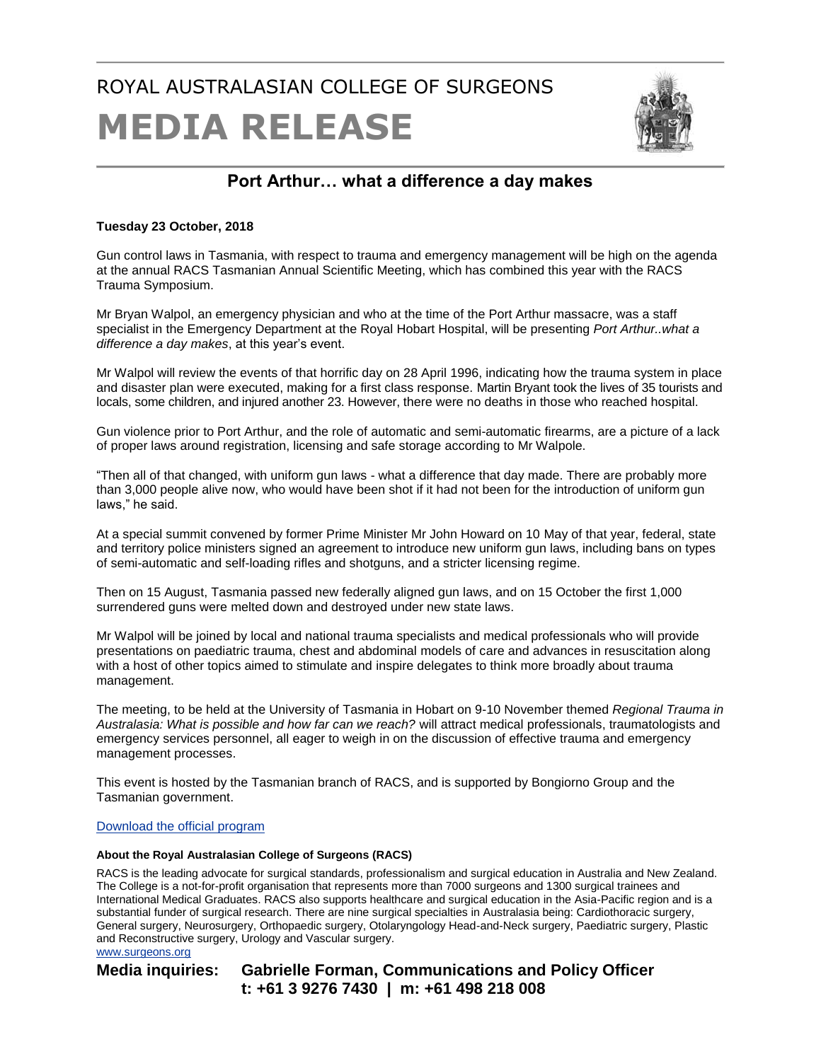ROYAL AUSTRALASIAN COLLEGE OF SURGEONS

# MEDIA RELEASE

## Port Arthur… what a difference a day makes

**Tuesday 23 October, 2018**

Gun control laws in Tasmania, with respect to trauma and emergency management will be high on the agenda at the annual RACS Tasmanian Annual Scientific Meeting, which has combined this year with the RACS Trauma Symposium.

Mr Bryan Walpol, an emergency physician and who at the time of the Port Arthur massacre, was a staff specialist in the Emergency Department at the Royal Hobart Hospital, will be presenting *Port Arthur..what a difference a day makes*, at this year's event.

Mr Walpol will review the events of that horrific day on 28 April 1996, indicating how the trauma system in place and disaster plan were executed, making for a first class response. Martin Bryant took the lives of 35 tourists and locals, some children, and injured another 23. However, there were no deaths in those who reached hospital.

Gun violence prior to Port Arthur, and the role of automatic and semi-automatic firearms, are a picture of a lack of proper laws around registration, licensing and safe storage according to Mr Walpole.

"Then all of that changed, with uniform gun laws - what a difference that day made. There are probably more than 3,000 people alive now, who would have been shot if it had not been for the introduction of uniform gun laws," he said.

At a special summit convened by former Prime Minister Mr John Howard on 10 May of that year, federal, state and territory police ministers signed an agreement to introduce new uniform gun laws, including bans on types of semi-automatic and self-loading rifles and shotguns, and a stricter licensing regime.

Then on 15 August, Tasmania passed new federally aligned gun laws, and on 15 October the first 1,000 surrendered guns were melted down and destroyed under new state laws.

Mr Walpol will be joined by local and national trauma specialists and medical professionals who will provide presentations on paediatric trauma, chest and abdominal models of care and advances in resuscitation along with a host of other topics aimed to stimulate and inspire delegates to think more broadly about trauma management.

The meeting, to be held at the University of Tasmania in Hobart on 9-10 November themed *Regional Trauma in Australasia: What is possible and how far can we reach?* will attract medical professionals, traumatologists and emergency services personnel, all eager to weigh in on the discussion of effective trauma and emergency management processes.

This event is hosted by the Tasmanian branch of RACS, and is supported by Bongiorno Group and the Tasmanian government.

Download the official program

**About the Royal Australasian College of Surgeons (RACS)**

RACS is the leading advocate for surgical standards, professionalism and surgical education in Australia and New Zealand. The College is a not-for-profit organisation that represents more than 7000 surgeons and 1300 surgical trainees and International Medical Graduates. RACS also supports healthcare and surgical education in the Asia-Pacific region and is a substantial funder of surgical research. There are nine surgical specialties in Australasia being: Cardiothoracic surgery, General surgery, Neurosurgery, Orthopaedic surgery, Otolaryngology Head-and-Neck surgery, Paediatric surgery, Plastic and Reconstructive surgery, Urology and Vascular surgery.
www.surgeons.org

**Media inquiries: Gabrielle Forman, Communications and Policy Officer**
**t: +61 3 9276 7430 | m: +61 498 218 008**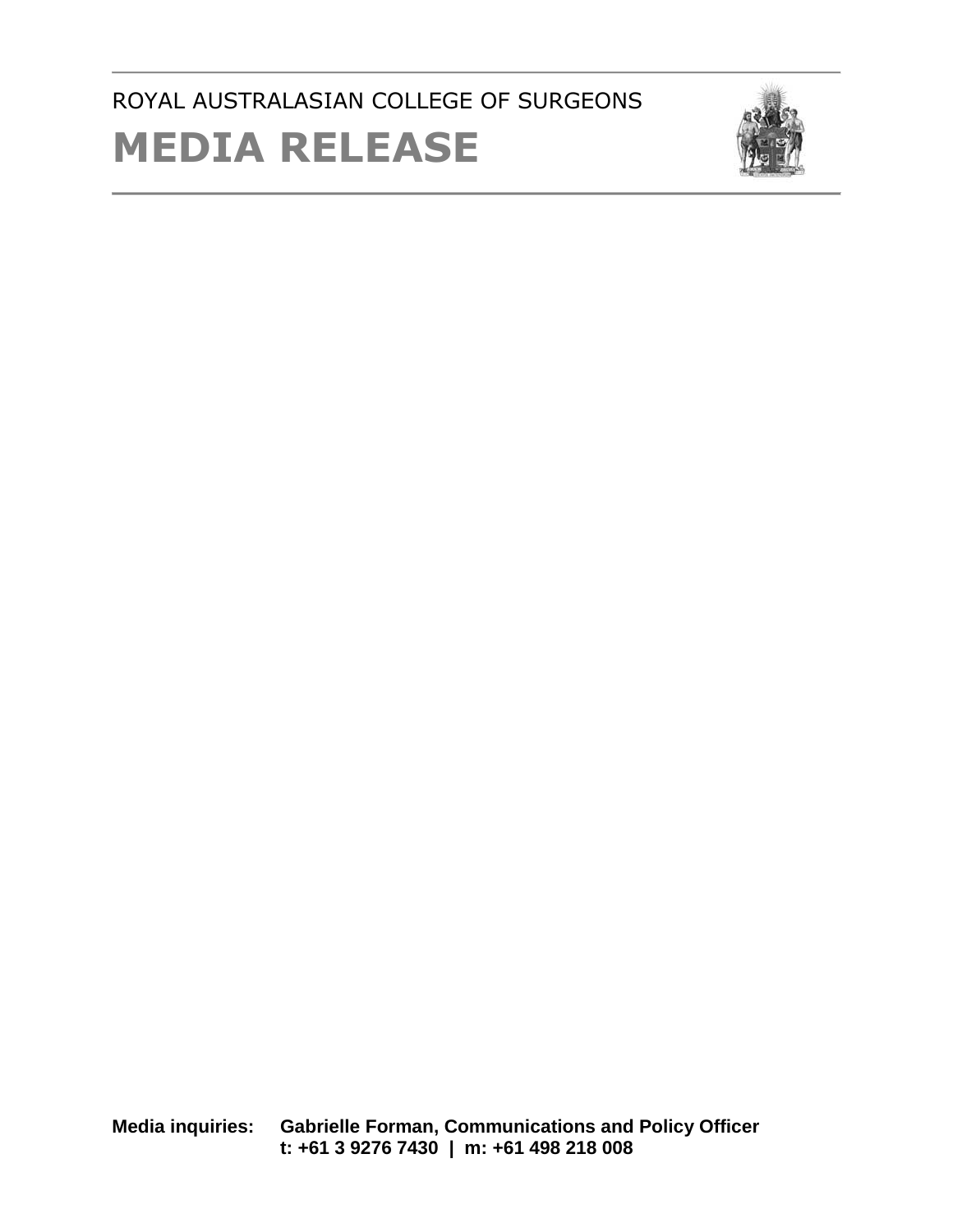ROYAL AUSTRALASIAN COLLEGE OF SURGEONS

# MEDIA RELEASE

**Media inquiries:** **Gabrielle Forman, Communications and Policy Officer**
**t: +61 3 9276 7430 | m: +61 498 218 008**